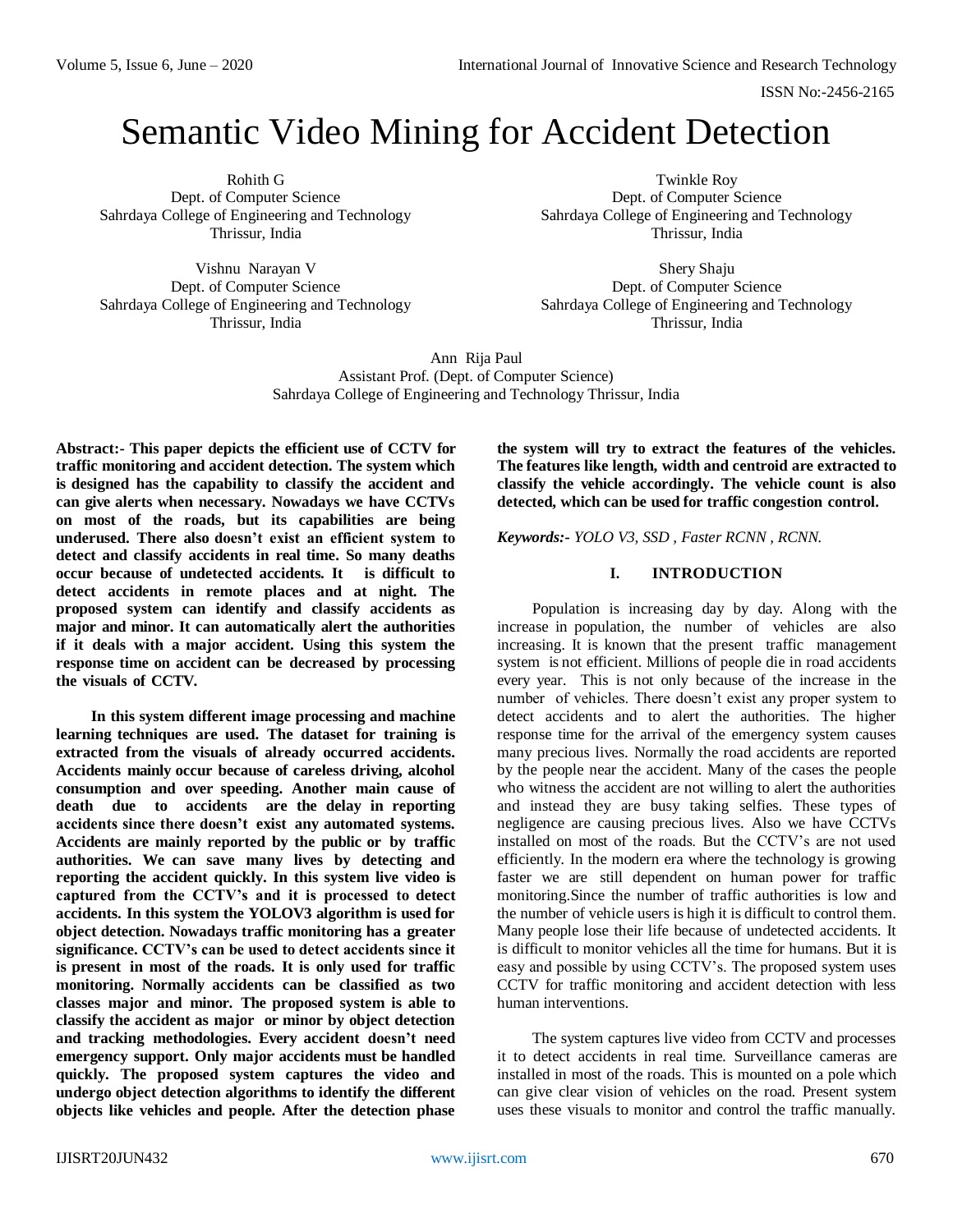# Semantic Video Mining for Accident Detection

Rohith G
Dept. of Computer Science
Sahrdaya College of Engineering and Technology
Thrissur, India

Twinkle Roy
Dept. of Computer Science
Sahrdaya College of Engineering and Technology
Thrissur, India

Vishnu Narayan V
Dept. of Computer Science
Sahrdaya College of Engineering and Technology
Thrissur, India

Shery Shaju
Dept. of Computer Science
Sahrdaya College of Engineering and Technology
Thrissur, India

Ann Rija Paul
Assistant Prof. (Dept. of Computer Science)
Sahrdaya College of Engineering and Technology Thrissur, India

**Abstract:- This paper depicts the efficient use of CCTV for traffic monitoring and accident detection. The system which is designed has the capability to classify the accident and can give alerts when necessary. Nowadays we have CCTVs on most of the roads, but its capabilities are being underused. There also doesn't exist an efficient system to detect and classify accidents in real time. So many deaths occur because of undetected accidents. It is difficult to detect accidents in remote places and at night. The proposed system can identify and classify accidents as major and minor. It can automatically alert the authorities if it deals with a major accident. Using this system the response time on accident can be decreased by processing the visuals of CCTV.**

**In this system different image processing and machine learning techniques are used. The dataset for training is extracted from the visuals of already occurred accidents. Accidents mainly occur because of careless driving, alcohol consumption and over speeding. Another main cause of death due to accidents are the delay in reporting accidents since there doesn't exist any automated systems. Accidents are mainly reported by the public or by traffic authorities. We can save many lives by detecting and reporting the accident quickly. In this system live video is captured from the CCTV's and it is processed to detect accidents. In this system the YOLOV3 algorithm is used for object detection. Nowadays traffic monitoring has a greater significance. CCTV's can be used to detect accidents since it is present in most of the roads. It is only used for traffic monitoring. Normally accidents can be classified as two classes major and minor. The proposed system is able to classify the accident as major or minor by object detection and tracking methodologies. Every accident doesn't need emergency support. Only major accidents must be handled quickly. The proposed system captures the video and undergo object detection algorithms to identify the different objects like vehicles and people. After the detection phase the system will try to extract the features of the vehicles. The features like length, width and centroid are extracted to classify the vehicle accordingly. The vehicle count is also detected, which can be used for traffic congestion control.**

***Keywords:-** YOLO V3, SSD , Faster RCNN , RCNN.*

## I. INTRODUCTION

Population is increasing day by day. Along with the increase in population, the number of vehicles are also increasing. It is known that the present traffic management system is not efficient. Millions of people die in road accidents every year. This is not only because of the increase in the number of vehicles. There doesn't exist any proper system to detect accidents and to alert the authorities. The higher response time for the arrival of the emergency system causes many precious lives. Normally the road accidents are reported by the people near the accident. Many of the cases the people who witness the accident are not willing to alert the authorities and instead they are busy taking selfies. These types of negligence are causing precious lives. Also we have CCTVs installed on most of the roads. But the CCTV's are not used efficiently. In the modern era where the technology is growing faster we are still dependent on human power for traffic monitoring.Since the number of traffic authorities is low and the number of vehicle users is high it is difficult to control them. Many people lose their life because of undetected accidents. It is difficult to monitor vehicles all the time for humans. But it is easy and possible by using CCTV's. The proposed system uses CCTV for traffic monitoring and accident detection with less human interventions.

The system captures live video from CCTV and processes it to detect accidents in real time. Surveillance cameras are installed in most of the roads. This is mounted on a pole which can give clear vision of vehicles on the road. Present system uses these visuals to monitor and control the traffic manually.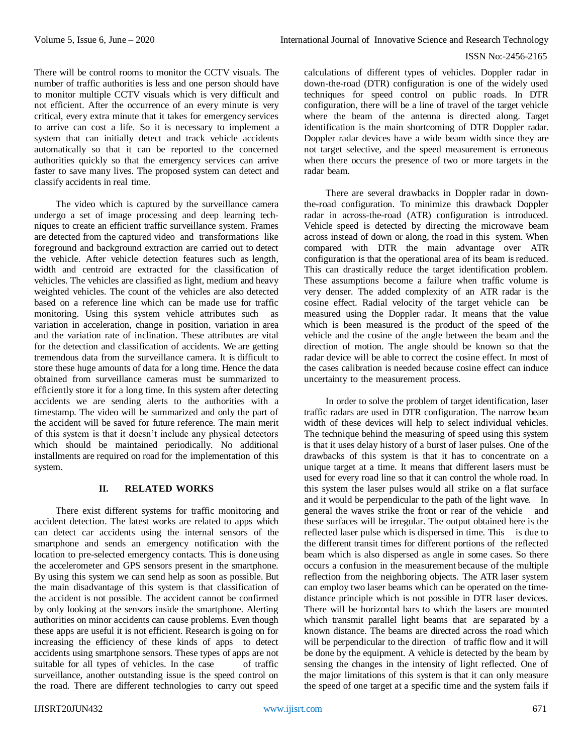There will be control rooms to monitor the CCTV visuals. The number of traffic authorities is less and one person should have to monitor multiple CCTV visuals which is very difficult and not efficient. After the occurrence of an every minute is very critical, every extra minute that it takes for emergency services to arrive can cost a life. So it is necessary to implement a system that can initially detect and track vehicle accidents automatically so that it can be reported to the concerned authorities quickly so that the emergency services can arrive faster to save many lives. The proposed system can detect and classify accidents in real time.

The video which is captured by the surveillance camera undergo a set of image processing and deep learning techniques to create an efficient traffic surveillance system. Frames are detected from the captured video and transformations like foreground and background extraction are carried out to detect the vehicle. After vehicle detection features such as length, width and centroid are extracted for the classification of vehicles. The vehicles are classified as light, medium and heavy weighted vehicles. The count of the vehicles are also detected based on a reference line which can be made use for traffic monitoring. Using this system vehicle attributes such as variation in acceleration, change in position, variation in area and the variation rate of inclination. These attributes are vital for the detection and classification of accidents. We are getting tremendous data from the surveillance camera. It is difficult to store these huge amounts of data for a long time. Hence the data obtained from surveillance cameras must be summarized to efficiently store it for a long time. In this system after detecting accidents we are sending alerts to the authorities with a timestamp. The video will be summarized and only the part of the accident will be saved for future reference. The main merit of this system is that it doesn't include any physical detectors which should be maintained periodically. No additional installments are required on road for the implementation of this system.

## II. RELATED WORKS

There exist different systems for traffic monitoring and accident detection. The latest works are related to apps which can detect car accidents using the internal sensors of the smartphone and sends an emergency notification with the location to pre-selected emergency contacts. This is done using the accelerometer and GPS sensors present in the smartphone. By using this system we can send help as soon as possible. But the main disadvantage of this system is that classification of the accident is not possible. The accident cannot be confirmed by only looking at the sensors inside the smartphone. Alerting authorities on minor accidents can cause problems. Even though these apps are useful it is not efficient. Research is going on for increasing the efficiency of these kinds of apps to detect accidents using smartphone sensors. These types of apps are not suitable for all types of vehicles. In the case of traffic surveillance, another outstanding issue is the speed control on the road. There are different technologies to carry out speed calculations of different types of vehicles. Doppler radar in down-the-road (DTR) configuration is one of the widely used techniques for speed control on public roads. In DTR configuration, there will be a line of travel of the target vehicle where the beam of the antenna is directed along. Target identification is the main shortcoming of DTR Doppler radar. Doppler radar devices have a wide beam width since they are not target selective, and the speed measurement is erroneous when there occurs the presence of two or more targets in the radar beam.

There are several drawbacks in Doppler radar in down-the-road configuration. To minimize this drawback Doppler radar in across-the-road (ATR) configuration is introduced. Vehicle speed is detected by directing the microwave beam across instead of down or along, the road in this system. When compared with DTR the main advantage over ATR configuration is that the operational area of its beam is reduced. This can drastically reduce the target identification problem. These assumptions become a failure when traffic volume is very denser. The added complexity of an ATR radar is the cosine effect. Radial velocity of the target vehicle can be measured using the Doppler radar. It means that the value which is been measured is the product of the speed of the vehicle and the cosine of the angle between the beam and the direction of motion. The angle should be known so that the radar device will be able to correct the cosine effect. In most of the cases calibration is needed because cosine effect can induce uncertainty to the measurement process.

In order to solve the problem of target identification, laser traffic radars are used in DTR configuration. The narrow beam width of these devices will help to select individual vehicles. The technique behind the measuring of speed using this system is that it uses delay history of a burst of laser pulses. One of the drawbacks of this system is that it has to concentrate on a unique target at a time. It means that different lasers must be used for every road line so that it can control the whole road. In this system the laser pulses would all strike on a flat surface and it would be perpendicular to the path of the light wave. In general the waves strike the front or rear of the vehicle and these surfaces will be irregular. The output obtained here is the reflected laser pulse which is dispersed in time. This is due to the different transit times for different portions of the reflected beam which is also dispersed as angle in some cases. So there occurs a confusion in the measurement because of the multiple reflection from the neighboring objects. The ATR laser system can employ two laser beams which can be operated on the time-distance principle which is not possible in DTR laser devices. There will be horizontal bars to which the lasers are mounted which transmit parallel light beams that are separated by a known distance. The beams are directed across the road which will be perpendicular to the direction of traffic flow and it will be done by the equipment. A vehicle is detected by the beam by sensing the changes in the intensity of light reflected. One of the major limitations of this system is that it can only measure the speed of one target at a specific time and the system fails if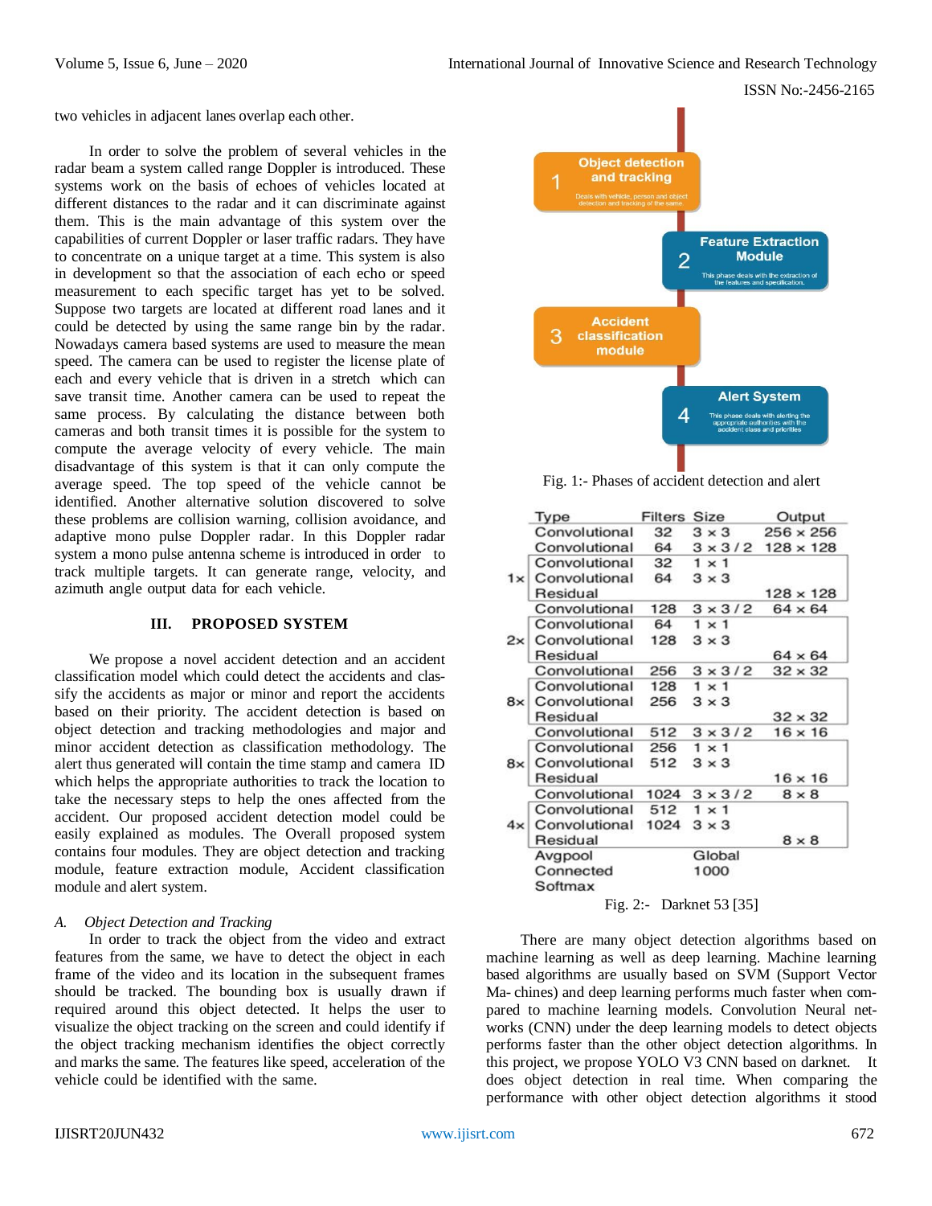two vehicles in adjacent lanes overlap each other.

In order to solve the problem of several vehicles in the radar beam a system called range Doppler is introduced. These systems work on the basis of echoes of vehicles located at different distances to the radar and it can discriminate against them. This is the main advantage of this system over the capabilities of current Doppler or laser traffic radars. They have to concentrate on a unique target at a time. This system is also in development so that the association of each echo or speed measurement to each specific target has yet to be solved. Suppose two targets are located at different road lanes and it could be detected by using the same range bin by the radar. Nowadays camera based systems are used to measure the mean speed. The camera can be used to register the license plate of each and every vehicle that is driven in a stretch which can save transit time. Another camera can be used to repeat the same process. By calculating the distance between both cameras and both transit times it is possible for the system to compute the average velocity of every vehicle. The main disadvantage of this system is that it can only compute the average speed. The top speed of the vehicle cannot be identified. Another alternative solution discovered to solve these problems are collision warning, collision avoidance, and adaptive mono pulse Doppler radar. In this Doppler radar system a mono pulse antenna scheme is introduced in order to track multiple targets. It can generate range, velocity, and azimuth angle output data for each vehicle.

## III. PROPOSED SYSTEM

We propose a novel accident detection and an accident classification model which could detect the accidents and classify the accidents as major or minor and report the accidents based on their priority. The accident detection is based on object detection and tracking methodologies and major and minor accident detection as classification methodology. The alert thus generated will contain the time stamp and camera ID which helps the appropriate authorities to track the location to take the necessary steps to help the ones affected from the accident. Our proposed accident detection model could be easily explained as modules. The Overall proposed system contains four modules. They are object detection and tracking module, feature extraction module, Accident classification module and alert system.

### *A. Object Detection and Tracking*

In order to track the object from the video and extract features from the same, we have to detect the object in each frame of the video and its location in the subsequent frames should be tracked. The bounding box is usually drawn if required around this object detected. It helps the user to visualize the object tracking on the screen and could identify if the object tracking mechanism identifies the object correctly and marks the same. The features like speed, acceleration of the vehicle could be identified with the same.

1 Object detection and tracking — Deals with vehicle, person and object detection and tracking of the same.

2 Feature Extraction Module — This phase deals with the extraction of the features and specification.

3 Accident classification module

4 Alert System — This phase deals with alerting the appropriate authorities with the accident class and priorities

Fig. 1:- Phases of accident detection and alert

| | Type | Filters | Size | Output |
|---|---|---|---|---|
| | Convolutional | 32 | 3 × 3 | 256 × 256 |
| | Convolutional | 64 | 3 × 3 / 2 | 128 × 128 |
| 1× | Convolutional | 32 | 1 × 1 | |
| | Convolutional | 64 | 3 × 3 | |
| | Residual | | | 128 × 128 |
| | Convolutional | 128 | 3 × 3 / 2 | 64 × 64 |
| 2× | Convolutional | 64 | 1 × 1 | |
| | Convolutional | 128 | 3 × 3 | |
| | Residual | | | 64 × 64 |
| | Convolutional | 256 | 3 × 3 / 2 | 32 × 32 |
| 8× | Convolutional | 128 | 1 × 1 | |
| | Convolutional | 256 | 3 × 3 | |
| | Residual | | | 32 × 32 |
| | Convolutional | 512 | 3 × 3 / 2 | 16 × 16 |
| 8× | Convolutional | 256 | 1 × 1 | |
| | Convolutional | 512 | 3 × 3 | |
| | Residual | | | 16 × 16 |
| | Convolutional | 1024 | 3 × 3 / 2 | 8 × 8 |
| 4× | Convolutional | 512 | 1 × 1 | |
| | Convolutional | 1024 | 3 × 3 | |
| | Residual | | | 8 × 8 |
| | Avgpool | | Global | |
| | Connected | | 1000 | |
| | Softmax | | | |

Fig. 2:- Darknet 53 [35]

There are many object detection algorithms based on machine learning as well as deep learning. Machine learning based algorithms are usually based on SVM (Support Vector Ma- chines) and deep learning performs much faster when com- pared to machine learning models. Convolution Neural net- works (CNN) under the deep learning models to detect objects performs faster than the other object detection algorithms. In this project, we propose YOLO V3 CNN based on darknet. It does object detection in real time. When comparing the performance with other object detection algorithms it stood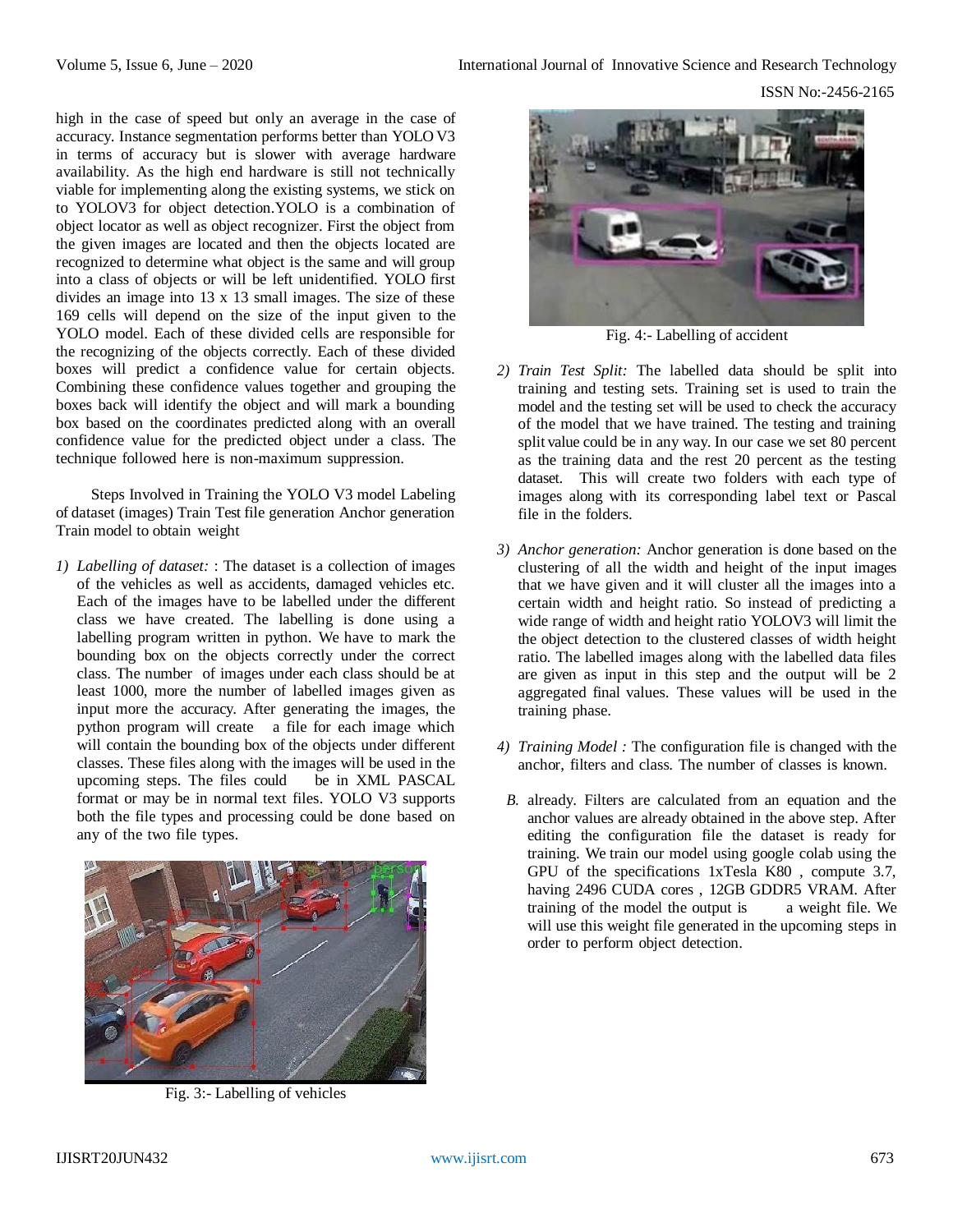high in the case of speed but only an average in the case of accuracy. Instance segmentation performs better than YOLO V3 in terms of accuracy but is slower with average hardware availability. As the high end hardware is still not technically viable for implementing along the existing systems, we stick on to YOLOV3 for object detection.YOLO is a combination of object locator as well as object recognizer. First the object from the given images are located and then the objects located are recognized to determine what object is the same and will group into a class of objects or will be left unidentified. YOLO first divides an image into 13 x 13 small images. The size of these 169 cells will depend on the size of the input given to the YOLO model. Each of these divided cells are responsible for the recognizing of the objects correctly. Each of these divided boxes will predict a confidence value for certain objects. Combining these confidence values together and grouping the boxes back will identify the object and will mark a bounding box based on the coordinates predicted along with an overall confidence value for the predicted object under a class. The technique followed here is non-maximum suppression.

Steps Involved in Training the YOLO V3 model Labeling of dataset (images) Train Test file generation Anchor generation Train model to obtain weight

1) *Labelling of dataset:* : The dataset is a collection of images of the vehicles as well as accidents, damaged vehicles etc. Each of the images have to be labelled under the different class we have created. The labelling is done using a labelling program written in python. We have to mark the bounding box on the objects correctly under the correct class. The number of images under each class should be at least 1000, more the number of labelled images given as input more the accuracy. After generating the images, the python program will create a file for each image which will contain the bounding box of the objects under different classes. These files along with the images will be used in the upcoming steps. The files could be in XML PASCAL format or may be in normal text files. YOLO V3 supports both the file types and processing could be done based on any of the two file types.

Fig. 3:- Labelling of vehicles

Fig. 4:- Labelling of accident

2) *Train Test Split:* The labelled data should be split into training and testing sets. Training set is used to train the model and the testing set will be used to check the accuracy of the model that we have trained. The testing and training split value could be in any way. In our case we set 80 percent as the training data and the rest 20 percent as the testing dataset. This will create two folders with each type of images along with its corresponding label text or Pascal file in the folders.

3) *Anchor generation:* Anchor generation is done based on the clustering of all the width and height of the input images that we have given and it will cluster all the images into a certain width and height ratio. So instead of predicting a wide range of width and height ratio YOLOV3 will limit the the object detection to the clustered classes of width height ratio. The labelled images along with the labelled data files are given as input in this step and the output will be 2 aggregated final values. These values will be used in the training phase.

4) *Training Model :* The configuration file is changed with the anchor, filters and class. The number of classes is known.

*B.* already. Filters are calculated from an equation and the anchor values are already obtained in the above step. After editing the configuration file the dataset is ready for training. We train our model using google colab using the GPU of the specifications 1xTesla K80 , compute 3.7, having 2496 CUDA cores , 12GB GDDR5 VRAM. After training of the model the output is a weight file. We will use this weight file generated in the upcoming steps in order to perform object detection.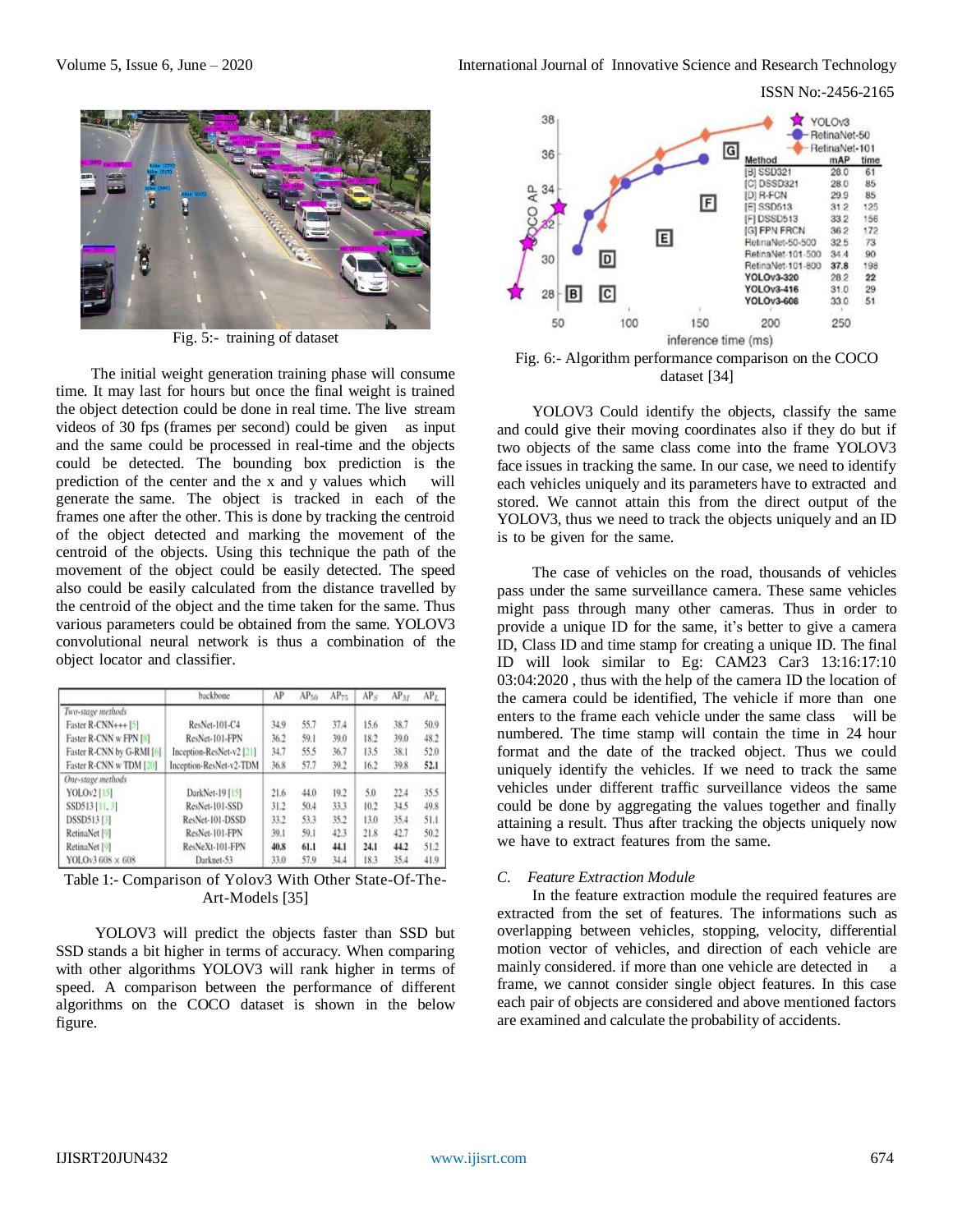Fig. 5:- training of dataset

The initial weight generation training phase will consume time. It may last for hours but once the final weight is trained the object detection could be done in real time. The live stream videos of 30 fps (frames per second) could be given as input and the same could be processed in real-time and the objects could be detected. The bounding box prediction is the prediction of the center and the x and y values which will generate the same. The object is tracked in each of the frames one after the other. This is done by tracking the centroid of the object detected and marking the movement of the centroid of the objects. Using this technique the path of the movement of the object could be easily detected. The speed also could be easily calculated from the distance travelled by the centroid of the object and the time taken for the same. Thus various parameters could be obtained from the same. YOLOV3 convolutional neural network is thus a combination of the object locator and classifier.

| | backbone | AP | $AP_{50}$ | $AP_{75}$ | $AP_S$ | $AP_M$ | $AP_L$ |
|---|---|---|---|---|---|---|---|
| *Two-stage methods* | | | | | | | |
| Faster R-CNN+++ [5] | ResNet-101-C4 | 34.9 | 55.7 | 37.4 | 15.6 | 38.7 | 50.9 |
| Faster R-CNN w FPN [8] | ResNet-101-FPN | 36.2 | 59.1 | 39.0 | 18.2 | 39.0 | 48.2 |
| Faster R-CNN by G-RMI [6] | Inception-ResNet-v2 [21] | 34.7 | 55.5 | 36.7 | 13.5 | 38.1 | 52.0 |
| Faster R-CNN w TDM [20] | Inception-ResNet-v2-TDM | 36.8 | 57.7 | 39.2 | 16.2 | 39.8 | **52.1** |
| *One-stage methods* | | | | | | | |
| YOLOv2 [15] | DarkNet-19 [15] | 21.6 | 44.0 | 19.2 | 5.0 | 22.4 | 35.5 |
| SSD513 [11, 3] | ResNet-101-SSD | 31.2 | 50.4 | 33.3 | 10.2 | 34.5 | 49.8 |
| DSSD513 [3] | ResNet-101-DSSD | 33.2 | 53.3 | 35.2 | 13.0 | 35.4 | 51.1 |
| RetinaNet [9] | ResNet-101-FPN | 39.1 | 59.1 | 42.3 | 21.8 | 42.7 | 50.2 |
| RetinaNet [9] | ResNeXt-101-FPN | **40.8** | **61.1** | **44.1** | **24.1** | **44.2** | 51.2 |
| YOLOv3 608 × 608 | Darknet-53 | 33.0 | 57.9 | 34.4 | 18.3 | 35.4 | 41.9 |

Table 1:- Comparison of Yolov3 With Other State-Of-The-Art-Models [35]

YOLOV3 will predict the objects faster than SSD but SSD stands a bit higher in terms of accuracy. When comparing with other algorithms YOLOV3 will rank higher in terms of speed. A comparison between the performance of different algorithms on the COCO dataset is shown in the below figure.

Fig. 6:- Algorithm performance comparison on the COCO dataset [34]

YOLOV3 Could identify the objects, classify the same and could give their moving coordinates also if they do but if two objects of the same class come into the frame YOLOV3 face issues in tracking the same. In our case, we need to identify each vehicles uniquely and its parameters have to extracted and stored. We cannot attain this from the direct output of the YOLOV3, thus we need to track the objects uniquely and an ID is to be given for the same.

The case of vehicles on the road, thousands of vehicles pass under the same surveillance camera. These same vehicles might pass through many other cameras. Thus in order to provide a unique ID for the same, it's better to give a camera ID, Class ID and time stamp for creating a unique ID. The final ID will look similar to Eg: CAM23 Car3 13:16:17:10 03:04:2020 , thus with the help of the camera ID the location of the camera could be identified, The vehicle if more than one enters to the frame each vehicle under the same class will be numbered. The time stamp will contain the time in 24 hour format and the date of the tracked object. Thus we could uniquely identify the vehicles. If we need to track the same vehicles under different traffic surveillance videos the same could be done by aggregating the values together and finally attaining a result. Thus after tracking the objects uniquely now we have to extract features from the same.

### *C. Feature Extraction Module*

In the feature extraction module the required features are extracted from the set of features. The informations such as overlapping between vehicles, stopping, velocity, differential motion vector of vehicles, and direction of each vehicle are mainly considered. if more than one vehicle are detected in a frame, we cannot consider single object features. In this case each pair of objects are considered and above mentioned factors are examined and calculate the probability of accidents.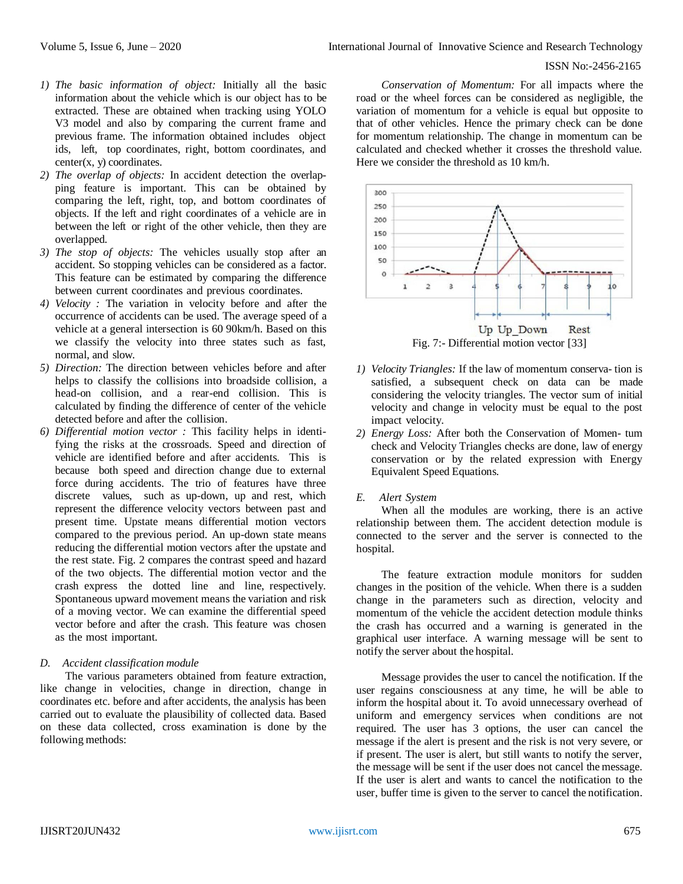1) *The basic information of object:* Initially all the basic information about the vehicle which is our object has to be extracted. These are obtained when tracking using YOLO V3 model and also by comparing the current frame and previous frame. The information obtained includes object ids, left, top coordinates, right, bottom coordinates, and center(x, y) coordinates.
2) *The overlap of objects:* In accident detection the overlapping feature is important. This can be obtained by comparing the left, right, top, and bottom coordinates of objects. If the left and right coordinates of a vehicle are in between the left or right of the other vehicle, then they are overlapped.
3) *The stop of objects:* The vehicles usually stop after an accident. So stopping vehicles can be considered as a factor. This feature can be estimated by comparing the difference between current coordinates and previous coordinates.
4) *Velocity :* The variation in velocity before and after the occurrence of accidents can be used. The average speed of a vehicle at a general intersection is 60 90km/h. Based on this we classify the velocity into three states such as fast, normal, and slow.
5) *Direction:* The direction between vehicles before and after helps to classify the collisions into broadside collision, a head-on collision, and a rear-end collision. This is calculated by finding the difference of center of the vehicle detected before and after the collision.
6) *Differential motion vector :* This facility helps in identifying the risks at the crossroads. Speed and direction of vehicle are identified before and after accidents. This is because both speed and direction change due to external force during accidents. The trio of features have three discrete values, such as up-down, up and rest, which represent the difference velocity vectors between past and present time. Upstate means differential motion vectors compared to the previous period. An up-down state means reducing the differential motion vectors after the upstate and the rest state. Fig. 2 compares the contrast speed and hazard of the two objects. The differential motion vector and the crash express the dotted line and line, respectively. Spontaneous upward movement means the variation and risk of a moving vector. We can examine the differential speed vector before and after the crash. This feature was chosen as the most important.

*D. Accident classification module*

The various parameters obtained from feature extraction, like change in velocities, change in direction, change in coordinates etc. before and after accidents, the analysis has been carried out to evaluate the plausibility of collected data. Based on these data collected, cross examination is done by the following methods:

*Conservation of Momentum:* For all impacts where the road or the wheel forces can be considered as negligible, the variation of momentum for a vehicle is equal but opposite to that of other vehicles. Hence the primary check can be done for momentum relationship. The change in momentum can be calculated and checked whether it crosses the threshold value. Here we consider the threshold as 10 km/h.

Fig. 7:- Differential motion vector [33]

1) *Velocity Triangles:* If the law of momentum conserva- tion is satisfied, a subsequent check on data can be made considering the velocity triangles. The vector sum of initial velocity and change in velocity must be equal to the post impact velocity.
2) *Energy Loss:* After both the Conservation of Momen- tum check and Velocity Triangles checks are done, law of energy conservation or by the related expression with Energy Equivalent Speed Equations.

*E. Alert System*

When all the modules are working, there is an active relationship between them. The accident detection module is connected to the server and the server is connected to the hospital.

The feature extraction module monitors for sudden changes in the position of the vehicle. When there is a sudden change in the parameters such as direction, velocity and momentum of the vehicle the accident detection module thinks the crash has occurred and a warning is generated in the graphical user interface. A warning message will be sent to notify the server about the hospital.

Message provides the user to cancel the notification. If the user regains consciousness at any time, he will be able to inform the hospital about it. To avoid unnecessary overhead of uniform and emergency services when conditions are not required. The user has 3 options, the user can cancel the message if the alert is present and the risk is not very severe, or if present. The user is alert, but still wants to notify the server, the message will be sent if the user does not cancel the message. If the user is alert and wants to cancel the notification to the user, buffer time is given to the server to cancel the notification.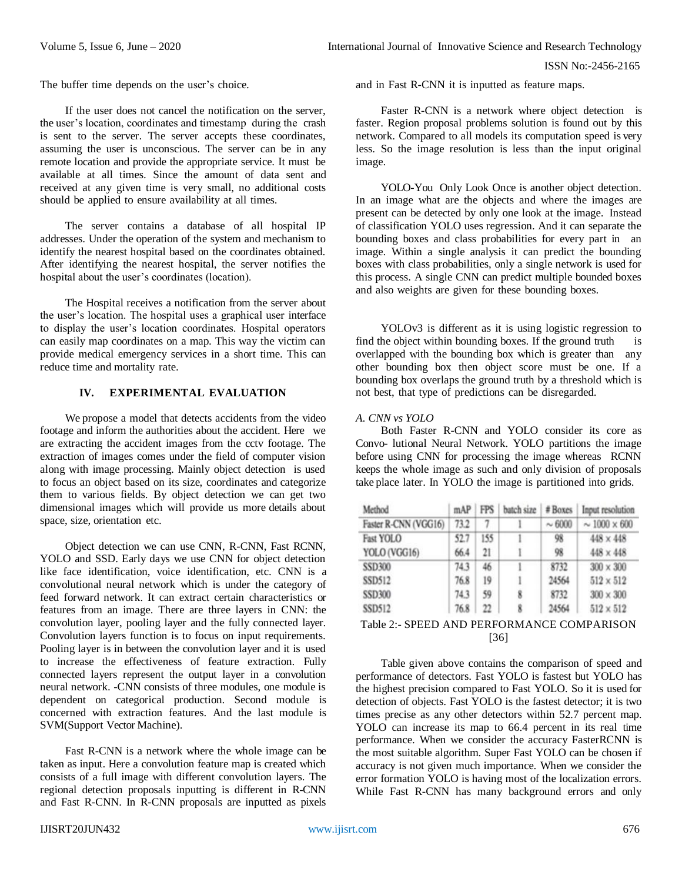The buffer time depends on the user's choice.

If the user does not cancel the notification on the server, the user's location, coordinates and timestamp during the crash is sent to the server. The server accepts these coordinates, assuming the user is unconscious. The server can be in any remote location and provide the appropriate service. It must be available at all times. Since the amount of data sent and received at any given time is very small, no additional costs should be applied to ensure availability at all times.

The server contains a database of all hospital IP addresses. Under the operation of the system and mechanism to identify the nearest hospital based on the coordinates obtained. After identifying the nearest hospital, the server notifies the hospital about the user's coordinates (location).

The Hospital receives a notification from the server about the user's location. The hospital uses a graphical user interface to display the user's location coordinates. Hospital operators can easily map coordinates on a map. This way the victim can provide medical emergency services in a short time. This can reduce time and mortality rate.

## IV. EXPERIMENTAL EVALUATION

We propose a model that detects accidents from the video footage and inform the authorities about the accident. Here we are extracting the accident images from the cctv footage. The extraction of images comes under the field of computer vision along with image processing. Mainly object detection is used to focus an object based on its size, coordinates and categorize them to various fields. By object detection we can get two dimensional images which will provide us more details about space, size, orientation etc.

Object detection we can use CNN, R-CNN, Fast RCNN, YOLO and SSD. Early days we use CNN for object detection like face identification, voice identification, etc. CNN is a convolutional neural network which is under the category of feed forward network. It can extract certain characteristics or features from an image. There are three layers in CNN: the convolution layer, pooling layer and the fully connected layer. Convolution layers function is to focus on input requirements. Pooling layer is in between the convolution layer and it is used to increase the effectiveness of feature extraction. Fully connected layers represent the output layer in a convolution neural network. -CNN consists of three modules, one module is dependent on categorical production. Second module is concerned with extraction features. And the last module is SVM(Support Vector Machine).

Fast R-CNN is a network where the whole image can be taken as input. Here a convolution feature map is created which consists of a full image with different convolution layers. The regional detection proposals inputting is different in R-CNN and Fast R-CNN. In R-CNN proposals are inputted as pixels and in Fast R-CNN it is inputted as feature maps.

Faster R-CNN is a network where object detection is faster. Region proposal problems solution is found out by this network. Compared to all models its computation speed is very less. So the image resolution is less than the input original image.

YOLO-You Only Look Once is another object detection. In an image what are the objects and where the images are present can be detected by only one look at the image. Instead of classification YOLO uses regression. And it can separate the bounding boxes and class probabilities for every part in an image. Within a single analysis it can predict the bounding boxes with class probabilities, only a single network is used for this process. A single CNN can predict multiple bounded boxes and also weights are given for these bounding boxes.

YOLOv3 is different as it is using logistic regression to find the object within bounding boxes. If the ground truth is overlapped with the bounding box which is greater than any other bounding box then object score must be one. If a bounding box overlaps the ground truth by a threshold which is not best, that type of predictions can be disregarded.

*A. CNN vs YOLO*

Both Faster R-CNN and YOLO consider its core as Convo- lutional Neural Network. YOLO partitions the image before using CNN for processing the image whereas RCNN keeps the whole image as such and only division of proposals take place later. In YOLO the image is partitioned into grids.

| Method | mAP | FPS | batch size | # Boxes | Input resolution |
|---|---|---|---|---|---|
| Faster R-CNN (VGG16) | 73.2 | 7 | 1 | ~ 6000 | ~ 1000 × 600 |
| Fast YOLO | 52.7 | 155 | 1 | 98 | 448 × 448 |
| YOLO (VGG16) | 66.4 | 21 | 1 | 98 | 448 × 448 |
| SSD300 | 74.3 | 46 | 1 | 8732 | 300 × 300 |
| SSD512 | 76.8 | 19 | 1 | 24564 | 512 × 512 |
| SSD300 | 74.3 | 59 | 8 | 8732 | 300 × 300 |
| SSD512 | 76.8 | 22 | 8 | 24564 | 512 × 512 |

Table 2:- SPEED AND PERFORMANCE COMPARISON [36]

Table given above contains the comparison of speed and performance of detectors. Fast YOLO is fastest but YOLO has the highest precision compared to Fast YOLO. So it is used for detection of objects. Fast YOLO is the fastest detector; it is two times precise as any other detectors within 52.7 percent map. YOLO can increase its map to 66.4 percent in its real time performance. When we consider the accuracy FasterRCNN is the most suitable algorithm. Super Fast YOLO can be chosen if accuracy is not given much importance. When we consider the error formation YOLO is having most of the localization errors. While Fast R-CNN has many background errors and only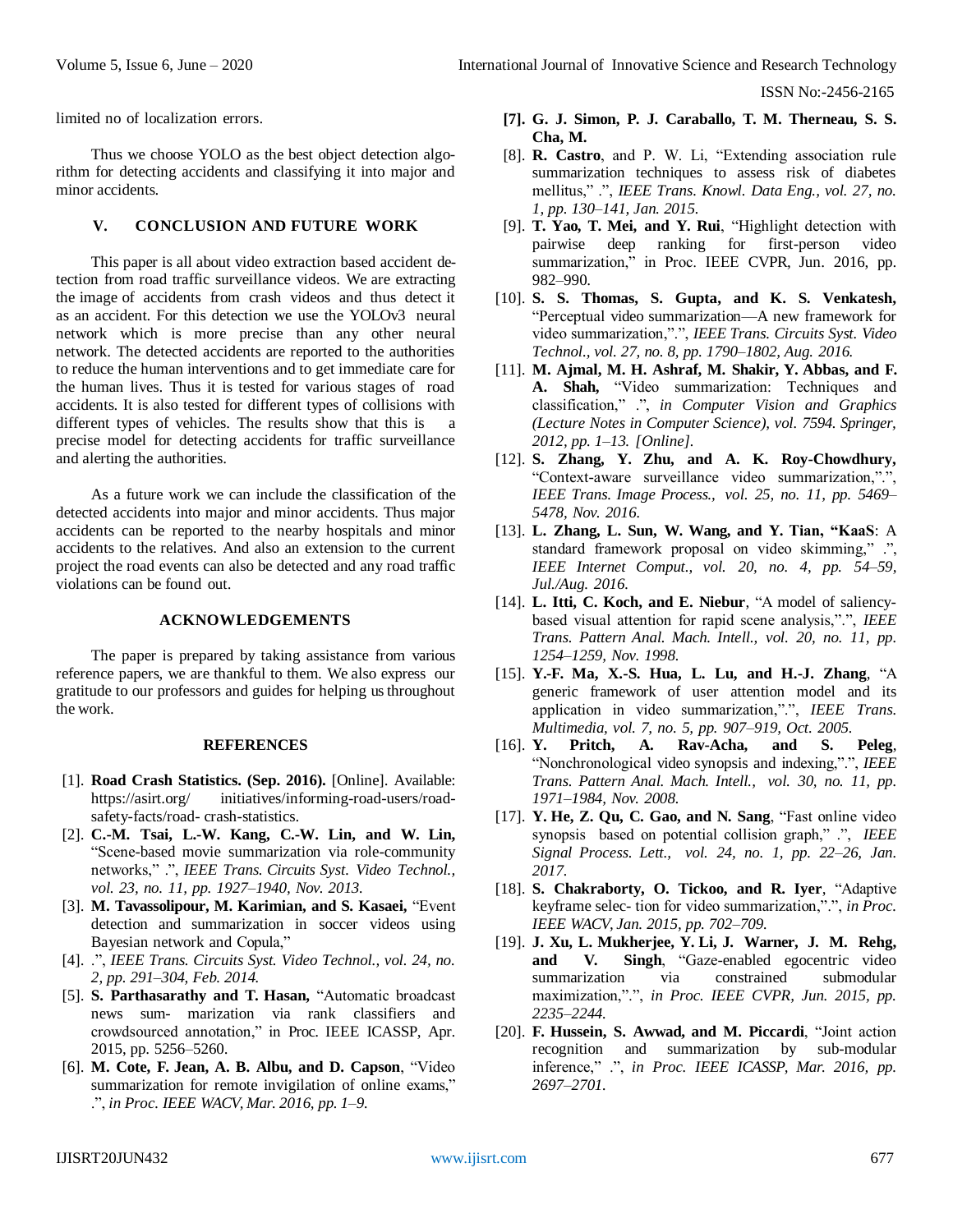limited no of localization errors.

Thus we choose YOLO as the best object detection algorithm for detecting accidents and classifying it into major and minor accidents.

## V. CONCLUSION AND FUTURE WORK

This paper is all about video extraction based accident detection from road traffic surveillance videos. We are extracting the image of accidents from crash videos and thus detect it as an accident. For this detection we use the YOLOv3 neural network which is more precise than any other neural network. The detected accidents are reported to the authorities to reduce the human interventions and to get immediate care for the human lives. Thus it is tested for various stages of road accidents. It is also tested for different types of collisions with different types of vehicles. The results show that this is a precise model for detecting accidents for traffic surveillance and alerting the authorities.

As a future work we can include the classification of the detected accidents into major and minor accidents. Thus major accidents can be reported to the nearby hospitals and minor accidents to the relatives. And also an extension to the current project the road events can also be detected and any road traffic violations can be found out.

## ACKNOWLEDGEMENTS

The paper is prepared by taking assistance from various reference papers, we are thankful to them. We also express our gratitude to our professors and guides for helping us throughout the work.

## REFERENCES

[1]. **Road Crash Statistics. (Sep. 2016).** [Online]. Available: https://asirt.org/ initiatives/informing-road-users/road-safety-facts/road- crash-statistics.

[2]. **C.-M. Tsai, L.-W. Kang, C.-W. Lin, and W. Lin,** "Scene-based movie summarization via role-community networks," .", *IEEE Trans. Circuits Syst. Video Technol., vol. 23, no. 11, pp. 1927–1940, Nov. 2013.*

[3]. **M. Tavassolipour, M. Karimian, and S. Kasaei,** "Event detection and summarization in soccer videos using Bayesian network and Copula,"

[4]. .", *IEEE Trans. Circuits Syst. Video Technol., vol. 24, no. 2, pp. 291–304, Feb. 2014.*

[5]. **S. Parthasarathy and T. Hasan,** "Automatic broadcast news sum- marization via rank classifiers and crowdsourced annotation," in Proc. IEEE ICASSP, Apr. 2015, pp. 5256–5260.

[6]. **M. Cote, F. Jean, A. B. Albu, and D. Capson**, "Video summarization for remote invigilation of online exams," .", *in Proc. IEEE WACV, Mar. 2016, pp. 1–9.*

**[7]. G. J. Simon, P. J. Caraballo, T. M. Therneau, S. S. Cha, M.**

[8]. **R. Castro**, and P. W. Li, "Extending association rule summarization techniques to assess risk of diabetes mellitus," .", *IEEE Trans. Knowl. Data Eng., vol. 27, no. 1, pp. 130–141, Jan. 2015.*

[9]. **T. Yao, T. Mei, and Y. Rui**, "Highlight detection with pairwise deep ranking for first-person video summarization," in Proc. IEEE CVPR, Jun. 2016, pp. 982–990.

[10]. **S. S. Thomas, S. Gupta, and K. S. Venkatesh,** "Perceptual video summarization—A new framework for video summarization,".", *IEEE Trans. Circuits Syst. Video Technol., vol. 27, no. 8, pp. 1790–1802, Aug. 2016.*

[11]. **M. Ajmal, M. H. Ashraf, M. Shakir, Y. Abbas, and F. A. Shah,** "Video summarization: Techniques and classification," .", *in Computer Vision and Graphics (Lecture Notes in Computer Science), vol. 7594. Springer, 2012, pp. 1–13. [Online].*

[12]. **S. Zhang, Y. Zhu, and A. K. Roy-Chowdhury,** "Context-aware surveillance video summarization,".", *IEEE Trans. Image Process., vol. 25, no. 11, pp. 5469–5478, Nov. 2016.*

[13]. **L. Zhang, L. Sun, W. Wang, and Y. Tian, "KaaS**: A standard framework proposal on video skimming," .", *IEEE Internet Comput., vol. 20, no. 4, pp. 54–59, Jul./Aug. 2016.*

[14]. **L. Itti, C. Koch, and E. Niebur**, "A model of saliency-based visual attention for rapid scene analysis,".", *IEEE Trans. Pattern Anal. Mach. Intell., vol. 20, no. 11, pp. 1254–1259, Nov. 1998.*

[15]. **Y.-F. Ma, X.-S. Hua, L. Lu, and H.-J. Zhang**, "A generic framework of user attention model and its application in video summarization,".", *IEEE Trans. Multimedia, vol. 7, no. 5, pp. 907–919, Oct. 2005.*

[16]. **Y. Pritch, A. Rav-Acha, and S. Peleg**, "Nonchronological video synopsis and indexing,".", *IEEE Trans. Pattern Anal. Mach. Intell., vol. 30, no. 11, pp. 1971–1984, Nov. 2008.*

[17]. **Y. He, Z. Qu, C. Gao, and N. Sang**, "Fast online video synopsis based on potential collision graph," .", *IEEE Signal Process. Lett., vol. 24, no. 1, pp. 22–26, Jan. 2017.*

[18]. **S. Chakraborty, O. Tickoo, and R. Iyer**, "Adaptive keyframe selec- tion for video summarization,".", *in Proc. IEEE WACV, Jan. 2015, pp. 702–709.*

[19]. **J. Xu, L. Mukherjee, Y. Li, J. Warner, J. M. Rehg, and V. Singh**, "Gaze-enabled egocentric video summarization via constrained submodular maximization,".", *in Proc. IEEE CVPR, Jun. 2015, pp. 2235–2244.*

[20]. **F. Hussein, S. Awwad, and M. Piccardi**, "Joint action recognition and summarization by sub-modular inference," .", *in Proc. IEEE ICASSP, Mar. 2016, pp. 2697–2701.*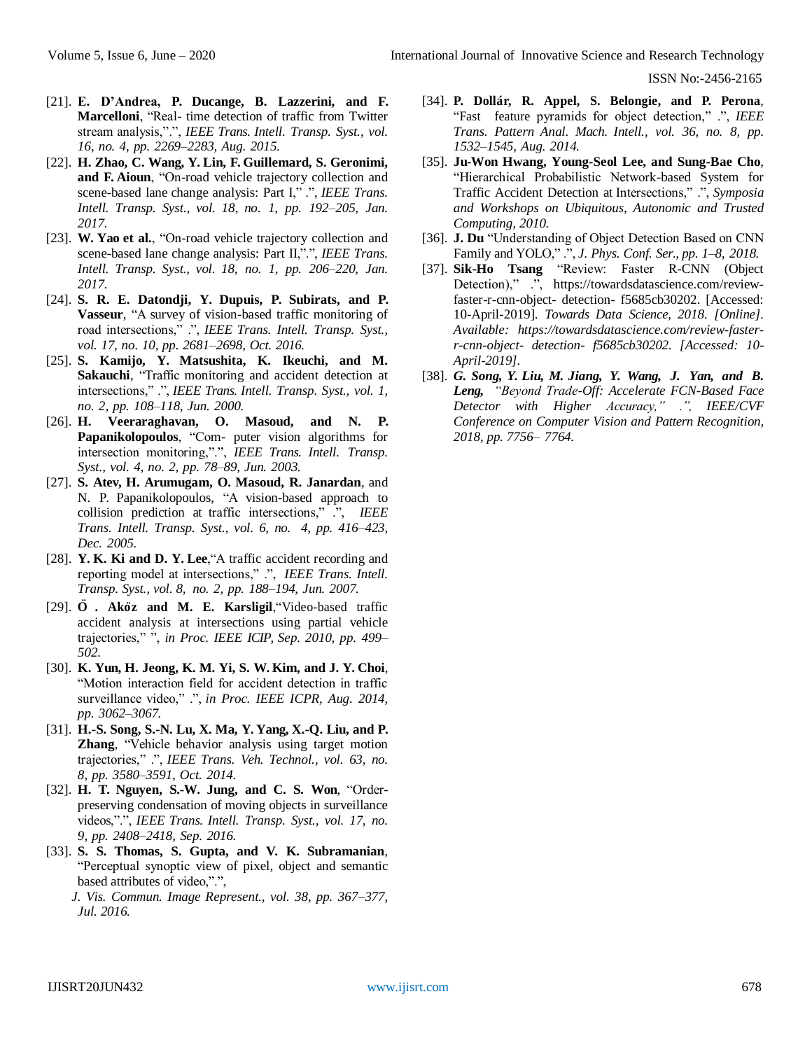[21]. **E. D'Andrea, P. Ducange, B. Lazzerini, and F. Marcelloni**, "Real- time detection of traffic from Twitter stream analysis,".", *IEEE Trans. Intell. Transp. Syst., vol. 16, no. 4, pp. 2269–2283, Aug. 2015.*

[22]. **H. Zhao, C. Wang, Y. Lin, F. Guillemard, S. Geronimi, and F. Aioun**, "On-road vehicle trajectory collection and scene-based lane change analysis: Part I," .", *IEEE Trans. Intell. Transp. Syst., vol. 18, no. 1, pp. 192–205, Jan. 2017.*

[23]. **W. Yao et al.**, "On-road vehicle trajectory collection and scene-based lane change analysis: Part II,".", *IEEE Trans. Intell. Transp. Syst., vol. 18, no. 1, pp. 206–220, Jan. 2017.*

[24]. **S. R. E. Datondji, Y. Dupuis, P. Subirats, and P. Vasseur**, "A survey of vision-based traffic monitoring of road intersections," .", *IEEE Trans. Intell. Transp. Syst., vol. 17, no. 10, pp. 2681–2698, Oct. 2016.*

[25]. **S. Kamijo, Y. Matsushita, K. Ikeuchi, and M. Sakauchi**, "Traffic monitoring and accident detection at intersections," .", *IEEE Trans. Intell. Transp. Syst., vol. 1, no. 2, pp. 108–118, Jun. 2000.*

[26]. **H. Veeraraghavan, O. Masoud, and N. P. Papanikolopoulos**, "Com- puter vision algorithms for intersection monitoring,".", *IEEE Trans. Intell. Transp. Syst., vol. 4, no. 2, pp. 78–89, Jun. 2003.*

[27]. **S. Atev, H. Arumugam, O. Masoud, R. Janardan**, and N. P. Papanikolopoulos, "A vision-based approach to collision prediction at traffic intersections," .", *IEEE Trans. Intell. Transp. Syst., vol. 6, no. 4, pp. 416–423, Dec. 2005.*

[28]. **Y. K. Ki and D. Y. Lee**,"A traffic accident recording and reporting model at intersections," .", *IEEE Trans. Intell. Transp. Syst., vol. 8, no. 2, pp. 188–194, Jun. 2007.*

[29]. **Ö . Aköz and M. E. Karsligil**,"Video-based traffic accident analysis at intersections using partial vehicle trajectories," ", *in Proc. IEEE ICIP, Sep. 2010, pp. 499–502.*

[30]. **K. Yun, H. Jeong, K. M. Yi, S. W. Kim, and J. Y. Choi**, "Motion interaction field for accident detection in traffic surveillance video," .", *in Proc. IEEE ICPR, Aug. 2014, pp. 3062–3067.*

[31]. **H.-S. Song, S.-N. Lu, X. Ma, Y. Yang, X.-Q. Liu, and P. Zhang**, "Vehicle behavior analysis using target motion trajectories," .", *IEEE Trans. Veh. Technol., vol. 63, no. 8, pp. 3580–3591, Oct. 2014.*

[32]. **H. T. Nguyen, S.-W. Jung, and C. S. Won**, "Order-preserving condensation of moving objects in surveillance videos,".", *IEEE Trans. Intell. Transp. Syst., vol. 17, no. 9, pp. 2408–2418, Sep. 2016.*

[33]. **S. S. Thomas, S. Gupta, and V. K. Subramanian**, "Perceptual synoptic view of pixel, object and semantic based attributes of video,".", *J. Vis. Commun. Image Represent., vol. 38, pp. 367–377, Jul. 2016.*

[34]. **P. Dollár, R. Appel, S. Belongie, and P. Perona**, "Fast feature pyramids for object detection," .", *IEEE Trans. Pattern Anal. Mach. Intell., vol. 36, no. 8, pp. 1532–1545, Aug. 2014.*

[35]. **Ju-Won Hwang, Young-Seol Lee, and Sung-Bae Cho**, "Hierarchical Probabilistic Network-based System for Traffic Accident Detection at Intersections," .", *Symposia and Workshops on Ubiquitous, Autonomic and Trusted Computing, 2010.*

[36]. **J. Du** "Understanding of Object Detection Based on CNN Family and YOLO," .", *J. Phys. Conf. Ser., pp. 1–8, 2018.*

[37]. **Sik-Ho Tsang** "Review: Faster R-CNN (Object Detection)," .", https://towardsdatascience.com/review-faster-r-cnn-object- detection- f5685cb30202. [Accessed: 10-April-2019]. *Towards Data Science, 2018. [Online]. Available: https://towardsdatascience.com/review-faster-r-cnn-object- detection- f5685cb30202. [Accessed: 10-April-2019].*

[38]. ***G. Song, Y. Liu, M. Jiang, Y. Wang, J. Yan, and B. Leng,*** *"Beyond Trade-Off: Accelerate FCN-Based Face Detector with Higher Accuracy," .", IEEE/CVF Conference on Computer Vision and Pattern Recognition, 2018, pp. 7756– 7764.*